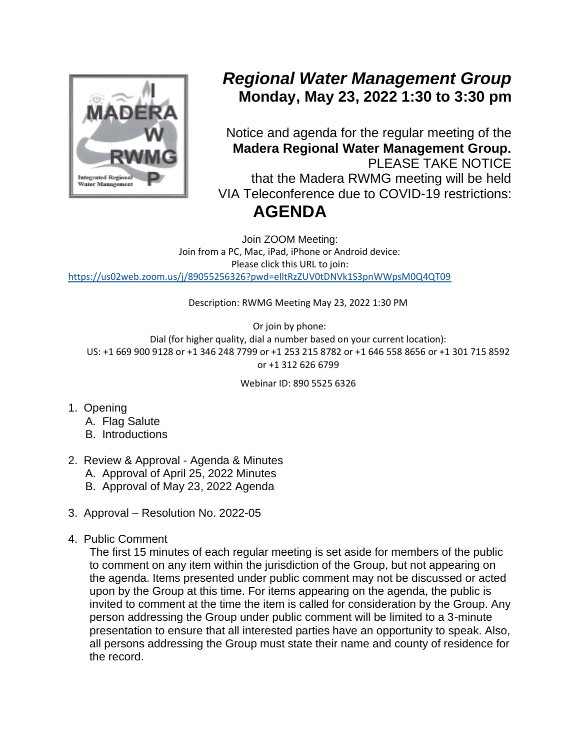# *Regional Water Management Group*

## Monday, May 23, 2022 1:30 to 3:30 pm

Notice and agenda for the regular meeting of the **Madera Regional Water Management Group.** PLEASE TAKE NOTICE that the Madera RWMG meeting will be held VIA Teleconference due to COVID-19 restrictions:

# AGENDA

Join ZOOM Meeting:
Join from a PC, Mac, iPad, iPhone or Android device:
Please click this URL to join:
https://us02web.zoom.us/j/89055256326?pwd=elltRzZUV0tDNVk1S3pnWWpsM0Q4QT09

Description: RWMG Meeting May 23, 2022 1:30 PM

Or join by phone:
Dial (for higher quality, dial a number based on your current location):
US: +1 669 900 9128 or +1 346 248 7799 or +1 253 215 8782 or +1 646 558 8656 or +1 301 715 8592 or +1 312 626 6799

Webinar ID: 890 5525 6326

1. Opening
   A. Flag Salute
   B. Introductions

2. Review & Approval - Agenda & Minutes
   A. Approval of April 25, 2022 Minutes
   B. Approval of May 23, 2022 Agenda

3. Approval – Resolution No. 2022-05

4. Public Comment

   The first 15 minutes of each regular meeting is set aside for members of the public to comment on any item within the jurisdiction of the Group, but not appearing on the agenda. Items presented under public comment may not be discussed or acted upon by the Group at this time. For items appearing on the agenda, the public is invited to comment at the time the item is called for consideration by the Group. Any person addressing the Group under public comment will be limited to a 3-minute presentation to ensure that all interested parties have an opportunity to speak. Also, all persons addressing the Group must state their name and county of residence for the record.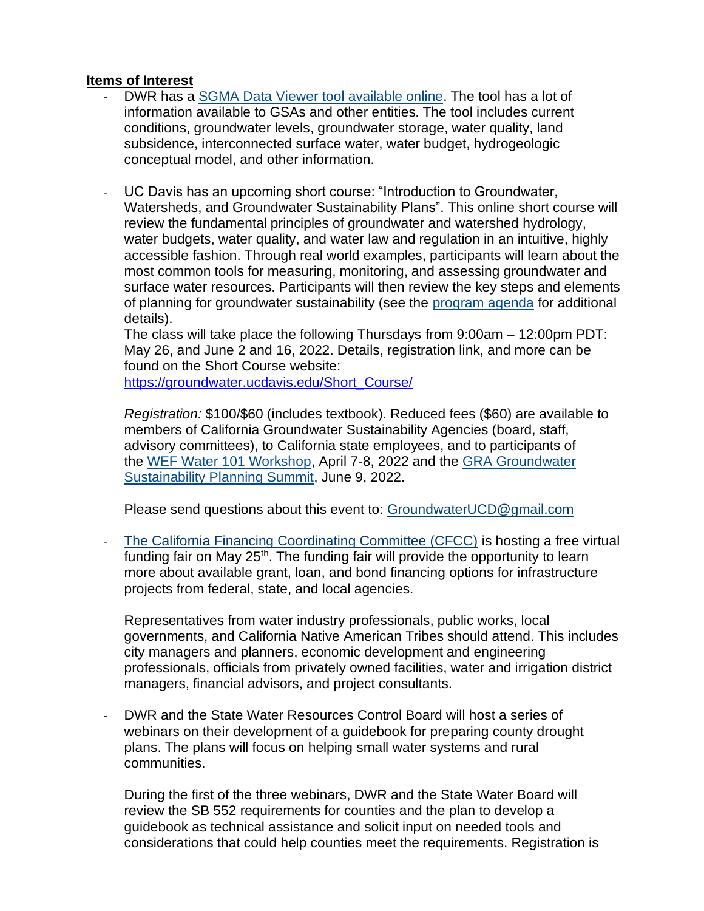**Items of Interest**

- DWR has a SGMA Data Viewer tool available online. The tool has a lot of information available to GSAs and other entities. The tool includes current conditions, groundwater levels, groundwater storage, water quality, land subsidence, interconnected surface water, water budget, hydrogeologic conceptual model, and other information.

- UC Davis has an upcoming short course: "Introduction to Groundwater, Watersheds, and Groundwater Sustainability Plans". This online short course will review the fundamental principles of groundwater and watershed hydrology, water budgets, water quality, and water law and regulation in an intuitive, highly accessible fashion. Through real world examples, participants will learn about the most common tools for measuring, monitoring, and assessing groundwater and surface water resources. Participants will then review the key steps and elements of planning for groundwater sustainability (see the program agenda for additional details).
  The class will take place the following Thursdays from 9:00am – 12:00pm PDT: May 26, and June 2 and 16, 2022. Details, registration link, and more can be found on the Short Course website:
  https://groundwater.ucdavis.edu/Short_Course/

  *Registration:* $100/$60 (includes textbook). Reduced fees ($60) are available to members of California Groundwater Sustainability Agencies (board, staff, advisory committees), to California state employees, and to participants of the WEF Water 101 Workshop, April 7-8, 2022 and the GRA Groundwater Sustainability Planning Summit, June 9, 2022.

  Please send questions about this event to: GroundwaterUCD@gmail.com

- The California Financing Coordinating Committee (CFCC) is hosting a free virtual funding fair on May 25th. The funding fair will provide the opportunity to learn more about available grant, loan, and bond financing options for infrastructure projects from federal, state, and local agencies.

  Representatives from water industry professionals, public works, local governments, and California Native American Tribes should attend. This includes city managers and planners, economic development and engineering professionals, officials from privately owned facilities, water and irrigation district managers, financial advisors, and project consultants.

- DWR and the State Water Resources Control Board will host a series of webinars on their development of a guidebook for preparing county drought plans. The plans will focus on helping small water systems and rural communities.

  During the first of the three webinars, DWR and the State Water Board will review the SB 552 requirements for counties and the plan to develop a guidebook as technical assistance and solicit input on needed tools and considerations that could help counties meet the requirements. Registration is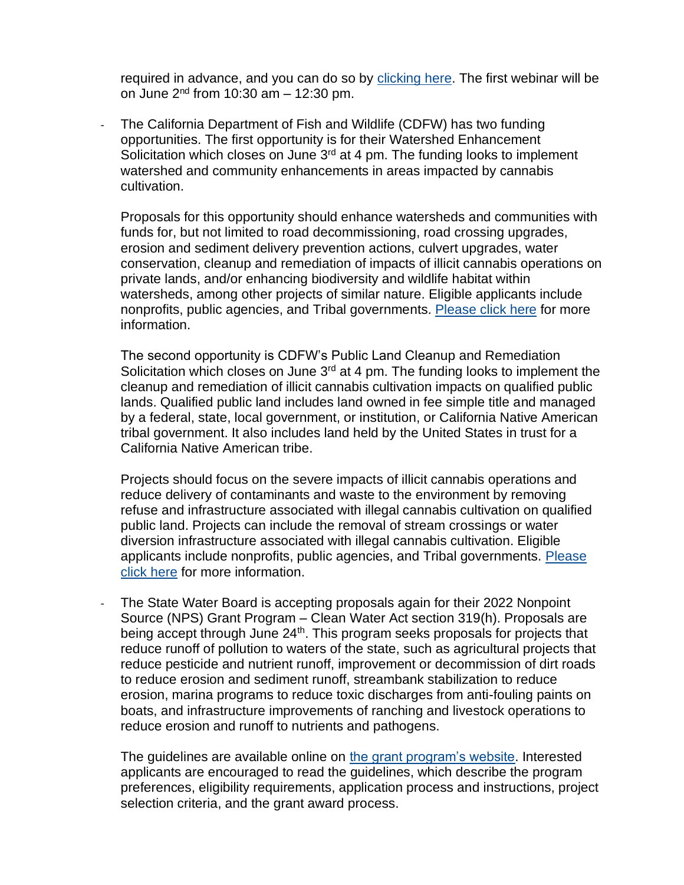required in advance, and you can do so by [clicking here](). The first webinar will be on June 2nd from 10:30 am – 12:30 pm.

- The California Department of Fish and Wildlife (CDFW) has two funding opportunities. The first opportunity is for their Watershed Enhancement Solicitation which closes on June 3rd at 4 pm. The funding looks to implement watershed and community enhancements in areas impacted by cannabis cultivation.

  Proposals for this opportunity should enhance watersheds and communities with funds for, but not limited to road decommissioning, road crossing upgrades, erosion and sediment delivery prevention actions, culvert upgrades, water conservation, cleanup and remediation of impacts of illicit cannabis operations on private lands, and/or enhancing biodiversity and wildlife habitat within watersheds, among other projects of similar nature. Eligible applicants include nonprofits, public agencies, and Tribal governments. [Please click here]() for more information.

  The second opportunity is CDFW's Public Land Cleanup and Remediation Solicitation which closes on June 3rd at 4 pm. The funding looks to implement the cleanup and remediation of illicit cannabis cultivation impacts on qualified public lands. Qualified public land includes land owned in fee simple title and managed by a federal, state, local government, or institution, or California Native American tribal government. It also includes land held by the United States in trust for a California Native American tribe.

  Projects should focus on the severe impacts of illicit cannabis operations and reduce delivery of contaminants and waste to the environment by removing refuse and infrastructure associated with illegal cannabis cultivation on qualified public land. Projects can include the removal of stream crossings or water diversion infrastructure associated with illegal cannabis cultivation. Eligible applicants include nonprofits, public agencies, and Tribal governments. [Please click here]() for more information.

- The State Water Board is accepting proposals again for their 2022 Nonpoint Source (NPS) Grant Program – Clean Water Act section 319(h). Proposals are being accept through June 24th. This program seeks proposals for projects that reduce runoff of pollution to waters of the state, such as agricultural projects that reduce pesticide and nutrient runoff, improvement or decommission of dirt roads to reduce erosion and sediment runoff, streambank stabilization to reduce erosion, marina programs to reduce toxic discharges from anti-fouling paints on boats, and infrastructure improvements of ranching and livestock operations to reduce erosion and runoff to nutrients and pathogens.

  The guidelines are available online on [the grant program's website](). Interested applicants are encouraged to read the guidelines, which describe the program preferences, eligibility requirements, application process and instructions, project selection criteria, and the grant award process.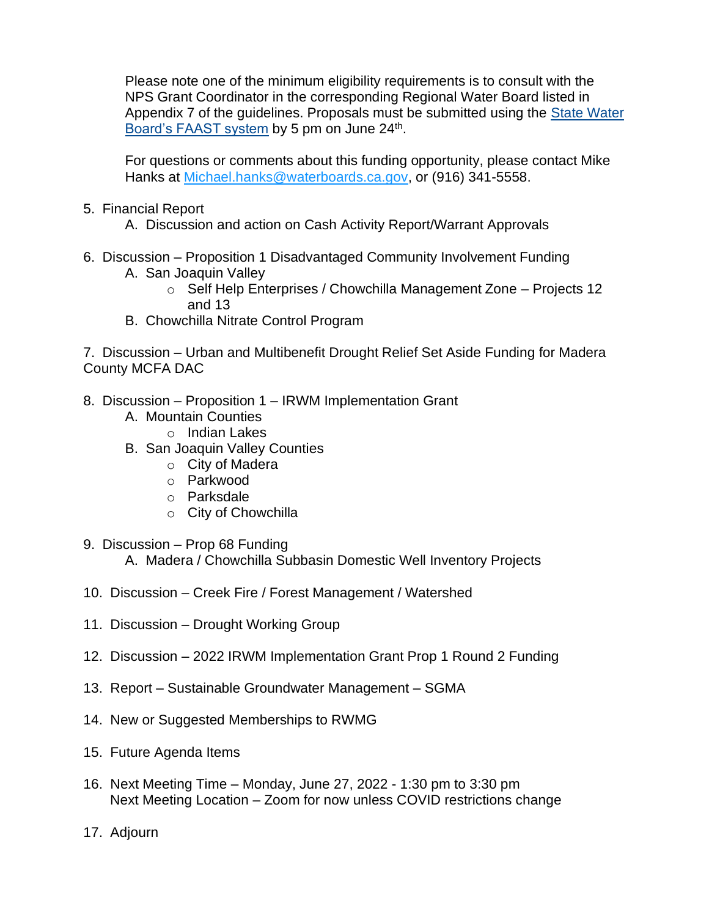Please note one of the minimum eligibility requirements is to consult with the NPS Grant Coordinator in the corresponding Regional Water Board listed in Appendix 7 of the guidelines. Proposals must be submitted using the [State Water Board's FAAST system](#) by 5 pm on June 24th.

For questions or comments about this funding opportunity, please contact Mike Hanks at Michael.hanks@waterboards.ca.gov, or (916) 341-5558.

5. Financial Report
   A. Discussion and action on Cash Activity Report/Warrant Approvals

6. Discussion – Proposition 1 Disadvantaged Community Involvement Funding
   A. San Joaquin Valley
      - Self Help Enterprises / Chowchilla Management Zone – Projects 12 and 13
   B. Chowchilla Nitrate Control Program

7. Discussion – Urban and Multibenefit Drought Relief Set Aside Funding for Madera County MCFA DAC

8. Discussion – Proposition 1 – IRWM Implementation Grant
   A. Mountain Counties
      - Indian Lakes
   B. San Joaquin Valley Counties
      - City of Madera
      - Parkwood
      - Parksdale
      - City of Chowchilla

9. Discussion – Prop 68 Funding
   A. Madera / Chowchilla Subbasin Domestic Well Inventory Projects

10. Discussion – Creek Fire / Forest Management / Watershed

11. Discussion – Drought Working Group

12. Discussion – 2022 IRWM Implementation Grant Prop 1 Round 2 Funding

13. Report – Sustainable Groundwater Management – SGMA

14. New or Suggested Memberships to RWMG

15. Future Agenda Items

16. Next Meeting Time – Monday, June 27, 2022 - 1:30 pm to 3:30 pm
    Next Meeting Location – Zoom for now unless COVID restrictions change

17. Adjourn